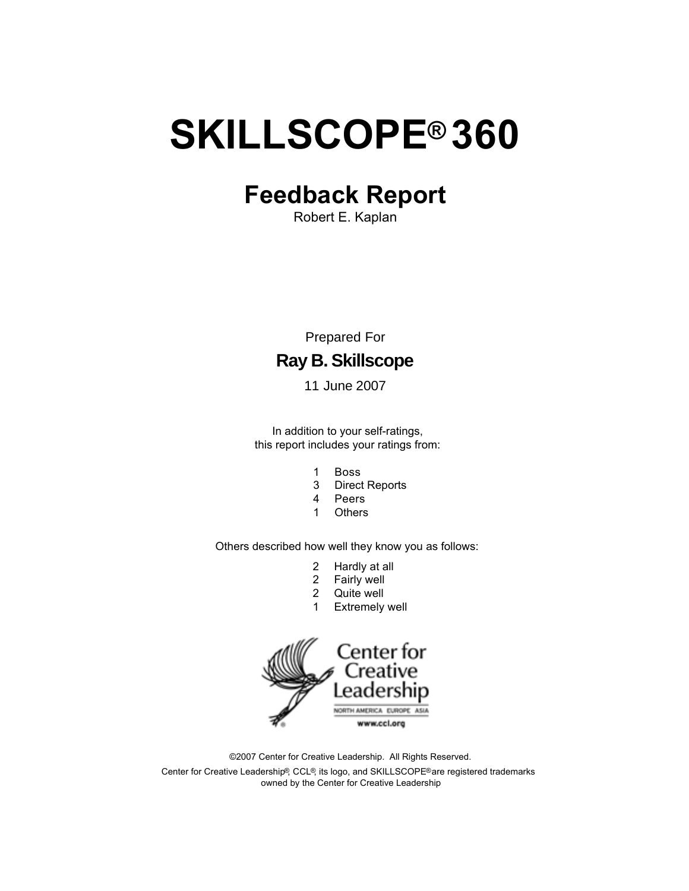# SKILLSCOPE® 360

## Feedback Report

Robert E. Kaplan

Prepared For

**Ray B. Skillscope**

11 June 2007

In addition to your self-ratings,
this report includes your ratings from:

1 Boss
3 Direct Reports
4 Peers
1 Others

Others described how well they know you as follows:

2 Hardly at all
2 Fairly well
2 Quite well
1 Extremely well

Center for Creative Leadership
NORTH AMERICA EUROPE ASIA
www.ccl.org

©2007 Center for Creative Leadership. All Rights Reserved.

Center for Creative Leadership®, CCL®, its logo, and SKILLSCOPE® are registered trademarks owned by the Center for Creative Leadership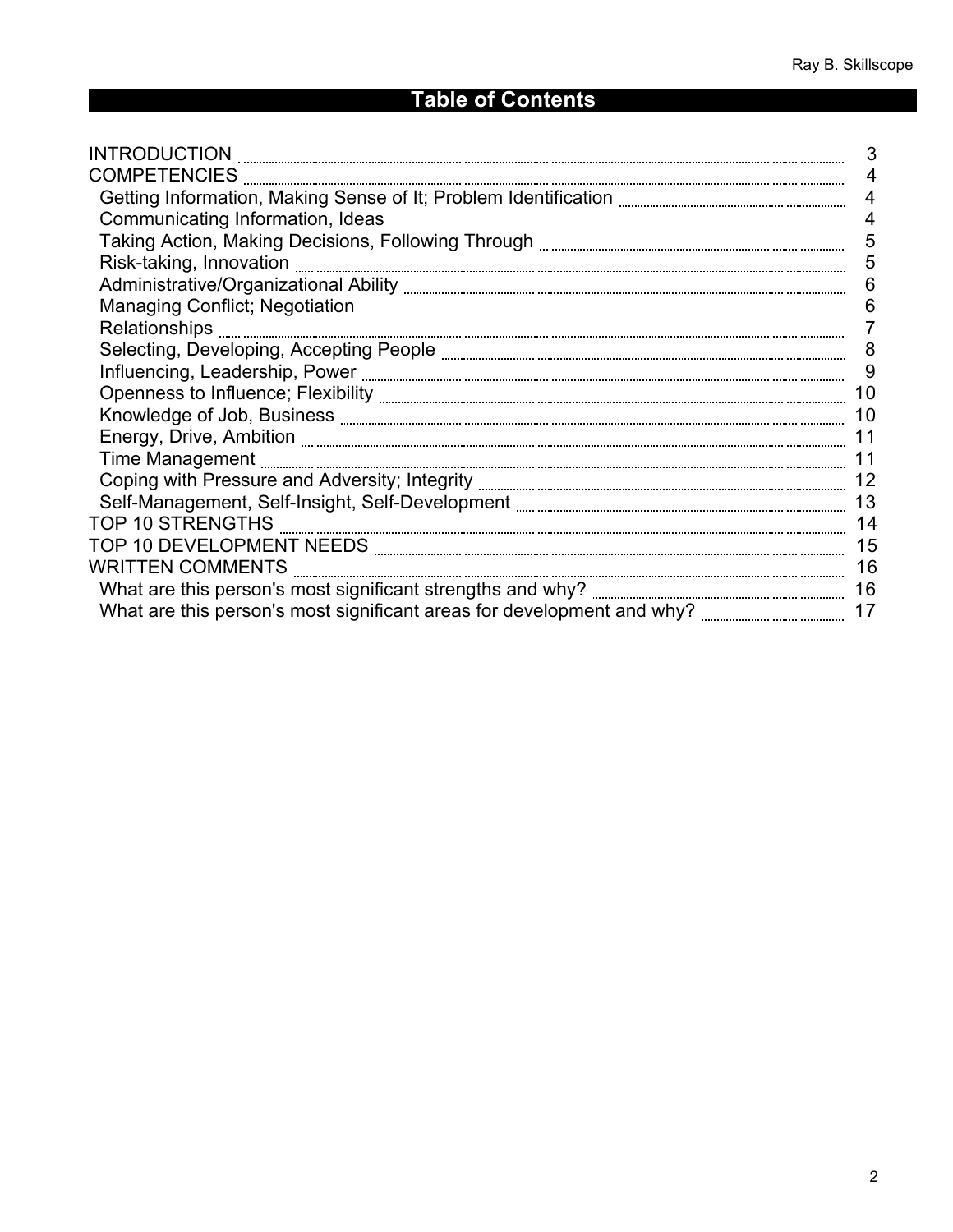## Table of Contents

- INTRODUCTION ..... 3
- COMPETENCIES ..... 4
  - Getting Information, Making Sense of It; Problem Identification ..... 4
  - Communicating Information, Ideas ..... 4
  - Taking Action, Making Decisions, Following Through ..... 5
  - Risk-taking, Innovation ..... 5
  - Administrative/Organizational Ability ..... 6
  - Managing Conflict; Negotiation ..... 6
  - Relationships ..... 7
  - Selecting, Developing, Accepting People ..... 8
  - Influencing, Leadership, Power ..... 9
  - Openness to Influence; Flexibility ..... 10
  - Knowledge of Job, Business ..... 10
  - Energy, Drive, Ambition ..... 11
  - Time Management ..... 11
  - Coping with Pressure and Adversity; Integrity ..... 12
  - Self-Management, Self-Insight, Self-Development ..... 13
- TOP 10 STRENGTHS ..... 14
- TOP 10 DEVELOPMENT NEEDS ..... 15
- WRITTEN COMMENTS ..... 16
  - What are this person's most significant strengths and why? ..... 16
  - What are this person's most significant areas for development and why? ..... 17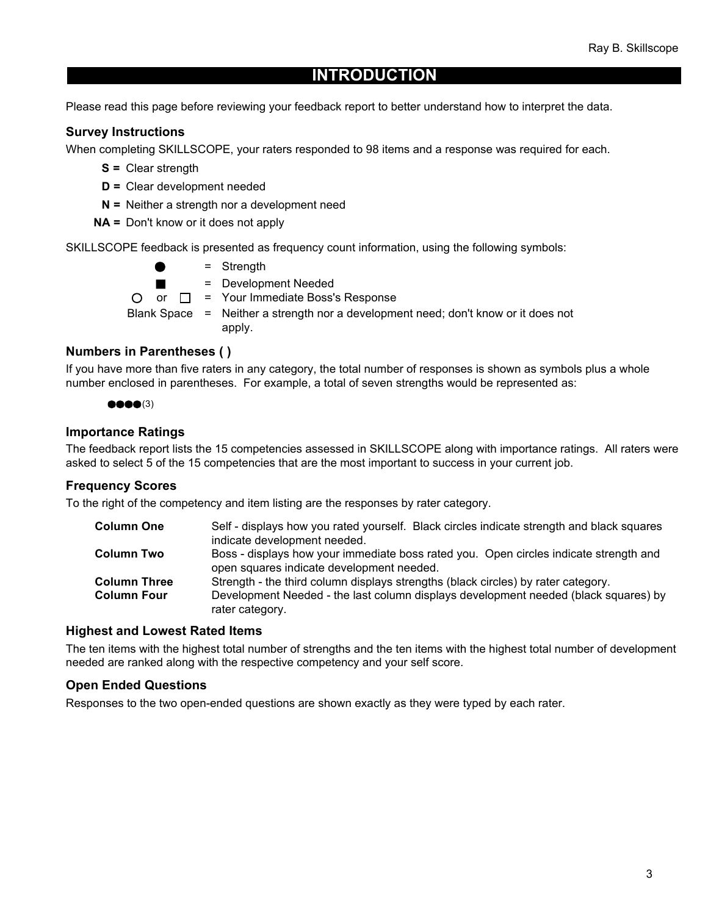# INTRODUCTION

Please read this page before reviewing your feedback report to better understand how to interpret the data.

### Survey Instructions

When completing SKILLSCOPE, your raters responded to 98 items and a response was required for each.

- **S =** Clear strength
- **D =** Clear development needed
- **N =** Neither a strength nor a development need
- **NA =** Don't know or it does not apply

SKILLSCOPE feedback is presented as frequency count information, using the following symbols:

| | | |
|---|---|---|
| ● | = | Strength |
| ■ | = | Development Needed |
| ○ or □ | = | Your Immediate Boss's Response |
| Blank Space | = | Neither a strength nor a development need; don't know or it does not apply. |

### Numbers in Parentheses ( )

If you have more than five raters in any category, the total number of responses is shown as symbols plus a whole number enclosed in parentheses. For example, a total of seven strengths would be represented as:

●●●●(3)

### Importance Ratings

The feedback report lists the 15 competencies assessed in SKILLSCOPE along with importance ratings. All raters were asked to select 5 of the 15 competencies that are the most important to success in your current job.

### Frequency Scores

To the right of the competency and item listing are the responses by rater category.

| | |
|---|---|
| **Column One** | Self - displays how you rated yourself. Black circles indicate strength and black squares indicate development needed. |
| **Column Two** | Boss - displays how your immediate boss rated you. Open circles indicate strength and open squares indicate development needed. |
| **Column Three** | Strength - the third column displays strengths (black circles) by rater category. |
| **Column Four** | Development Needed - the last column displays development needed (black squares) by rater category. |

### Highest and Lowest Rated Items

The ten items with the highest total number of strengths and the ten items with the highest total number of development needed are ranked along with the respective competency and your self score.

### Open Ended Questions

Responses to the two open-ended questions are shown exactly as they were typed by each rater.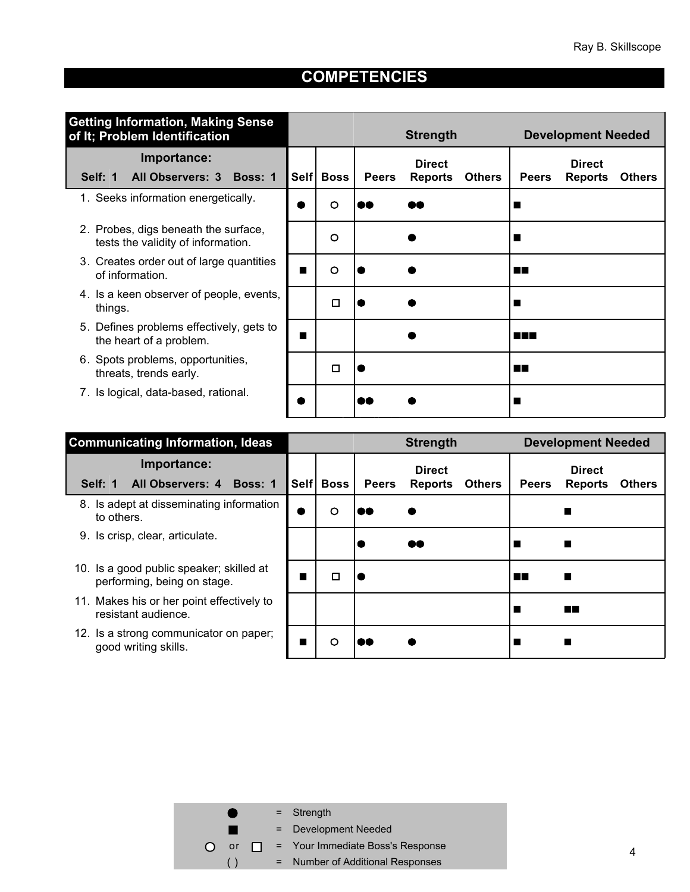## COMPETENCIES

| Getting Information, Making Sense of It; Problem Identification | | | Strength | | | Development Needed | | |
|---|---|---|---|---|---|---|---|---|
| **Importance:** Self: 1 All Observers: 3 Boss: 1 | Self | Boss | Peers | Direct Reports | Others | Peers | Direct Reports | Others |
| 1. Seeks information energetically. | ● | ○ | ●● | ●● | | ■ | | |
| 2. Probes, digs beneath the surface, tests the validity of information. | | ○ | | ● | | ■ | | |
| 3. Creates order out of large quantities of information. | ■ | ○ | ● | ● | | ■■ | | |
| 4. Is a keen observer of people, events, things. | | □ | ● | ● | | ■ | | |
| 5. Defines problems effectively, gets to the heart of a problem. | ■ | | | ● | | ■■■ | | |
| 6. Spots problems, opportunities, threats, trends early. | | □ | ● | | | ■■ | | |
| 7. Is logical, data-based, rational. | ● | | ●● | ● | | ■ | | |

| Communicating Information, Ideas | | | Strength | | | Development Needed | | |
|---|---|---|---|---|---|---|---|---|
| **Importance:** Self: 1 All Observers: 4 Boss: 1 | Self | Boss | Peers | Direct Reports | Others | Peers | Direct Reports | Others |
| 8. Is adept at disseminating information to others. | ● | ○ | ●● | ● | | | ■ | |
| 9. Is crisp, clear, articulate. | | | ● | ●● | | ■ | ■ | |
| 10. Is a good public speaker; skilled at performing, being on stage. | ■ | □ | ● | | | ■■ | ■ | |
| 11. Makes his or her point effectively to resistant audience. | | | | | | ■ | ■■ | |
| 12. Is a strong communicator on paper; good writing skills. | ■ | ○ | ●● | ● | | ■ | ■ | |

● = Strength
■ = Development Needed
○ or □ = Your Immediate Boss's Response
( ) = Number of Additional Responses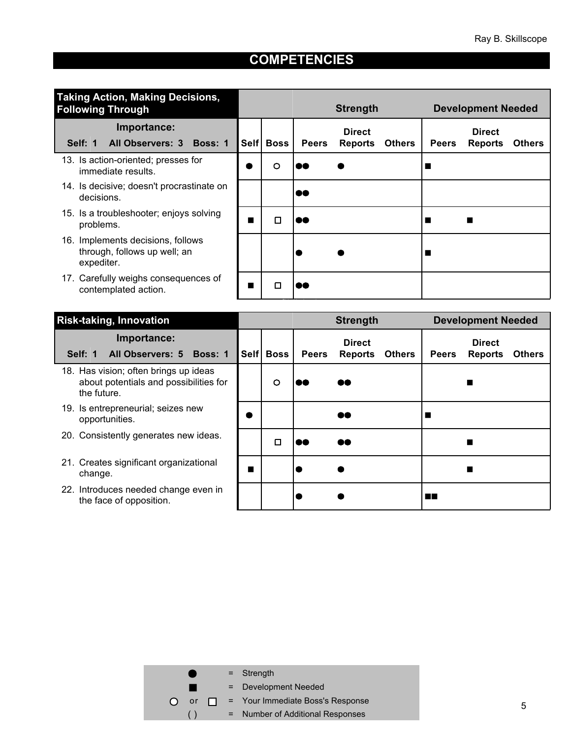# COMPETENCIES

| Taking Action, Making Decisions, Following Through | | | Strength | | | Development Needed | | |
|---|---|---|---|---|---|---|---|---|
| **Importance:** Self: 1 All Observers: 3 Boss: 1 | Self | Boss | Peers | Direct Reports | Others | Peers | Direct Reports | Others |
| 13. Is action-oriented; presses for immediate results. | ● | ○ | ●● | ● | | ■ | | |
| 14. Is decisive; doesn't procrastinate on decisions. | | | ●● | | | | | |
| 15. Is a troubleshooter; enjoys solving problems. | ■ | □ | ●● | | | ■ | ■ | |
| 16. Implements decisions, follows through, follows up well; an expediter. | | | ● | ● | | ■ | | |
| 17. Carefully weighs consequences of contemplated action. | ■ | □ | ●● | | | | | |

| Risk-taking, Innovation | | | Strength | | | Development Needed | | |
|---|---|---|---|---|---|---|---|---|
| **Importance:** Self: 1 All Observers: 5 Boss: 1 | Self | Boss | Peers | Direct Reports | Others | Peers | Direct Reports | Others |
| 18. Has vision; often brings up ideas about potentials and possibilities for the future. | | ○ | ●● | ●● | | | ■ | |
| 19. Is entrepreneurial; seizes new opportunities. | ● | | | ●● | | ■ | | |
| 20. Consistently generates new ideas. | | □ | ●● | ●● | | | ■ | |
| 21. Creates significant organizational change. | ■ | | ● | ● | | | ■ | |
| 22. Introduces needed change even in the face of opposition. | | | ● | ● | | ■■ | | |

| Symbol | | Meaning |
|---|---|---|
| ● | = | Strength |
| ■ | = | Development Needed |
| ○ or □ | = | Your Immediate Boss's Response |
| ( ) | = | Number of Additional Responses |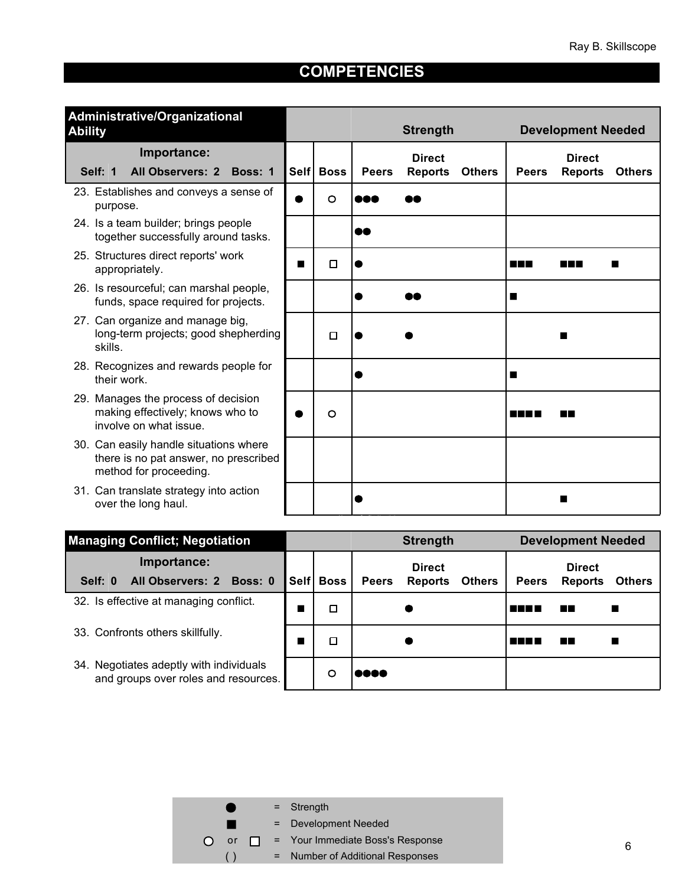## COMPETENCIES

| Administrative/Organizational Ability | | | Strength | | | Development Needed | | |
|---|---|---|---|---|---|---|---|---|
| **Importance:** Self: 1 All Observers: 2 Boss: 1 | Self | Boss | Peers | Direct Reports | Others | Peers | Direct Reports | Others |
| 23. Establishes and conveys a sense of purpose. | ● | ○ | ●●● | ●● | | | | |
| 24. Is a team builder; brings people together successfully around tasks. | | | ●● | | | | | |
| 25. Structures direct reports' work appropriately. | ■ | □ | ● | | | ■■■ | ■■■ | ■ |
| 26. Is resourceful; can marshal people, funds, space required for projects. | | | ● | ●● | | ■ | | |
| 27. Can organize and manage big, long-term projects; good shepherding skills. | | □ | ● | ● | | | ■ | |
| 28. Recognizes and rewards people for their work. | | | ● | | | ■ | | |
| 29. Manages the process of decision making effectively; knows who to involve on what issue. | ● | ○ | | | | ■■■■ | ■■ | |
| 30. Can easily handle situations where there is no pat answer, no prescribed method for proceeding. | | | | | | | | |
| 31. Can translate strategy into action over the long haul. | | | ● | | | | ■ | |

| Managing Conflict; Negotiation | | | Strength | | | Development Needed | | |
|---|---|---|---|---|---|---|---|---|
| **Importance:** Self: 0 All Observers: 2 Boss: 0 | Self | Boss | Peers | Direct Reports | Others | Peers | Direct Reports | Others |
| 32. Is effective at managing conflict. | ■ | □ | | ● | | ■■■■ | ■■ | ■ |
| 33. Confronts others skillfully. | ■ | □ | | ● | | ■■■■ | ■■ | ■ |
| 34. Negotiates adeptly with individuals and groups over roles and resources. | | ○ | ●●●● | | | | | |

| | | |
|---|---|---|
| ● | = | Strength |
| ■ | = | Development Needed |
| ○ or □ | = | Your Immediate Boss's Response |
| ( ) | = | Number of Additional Responses |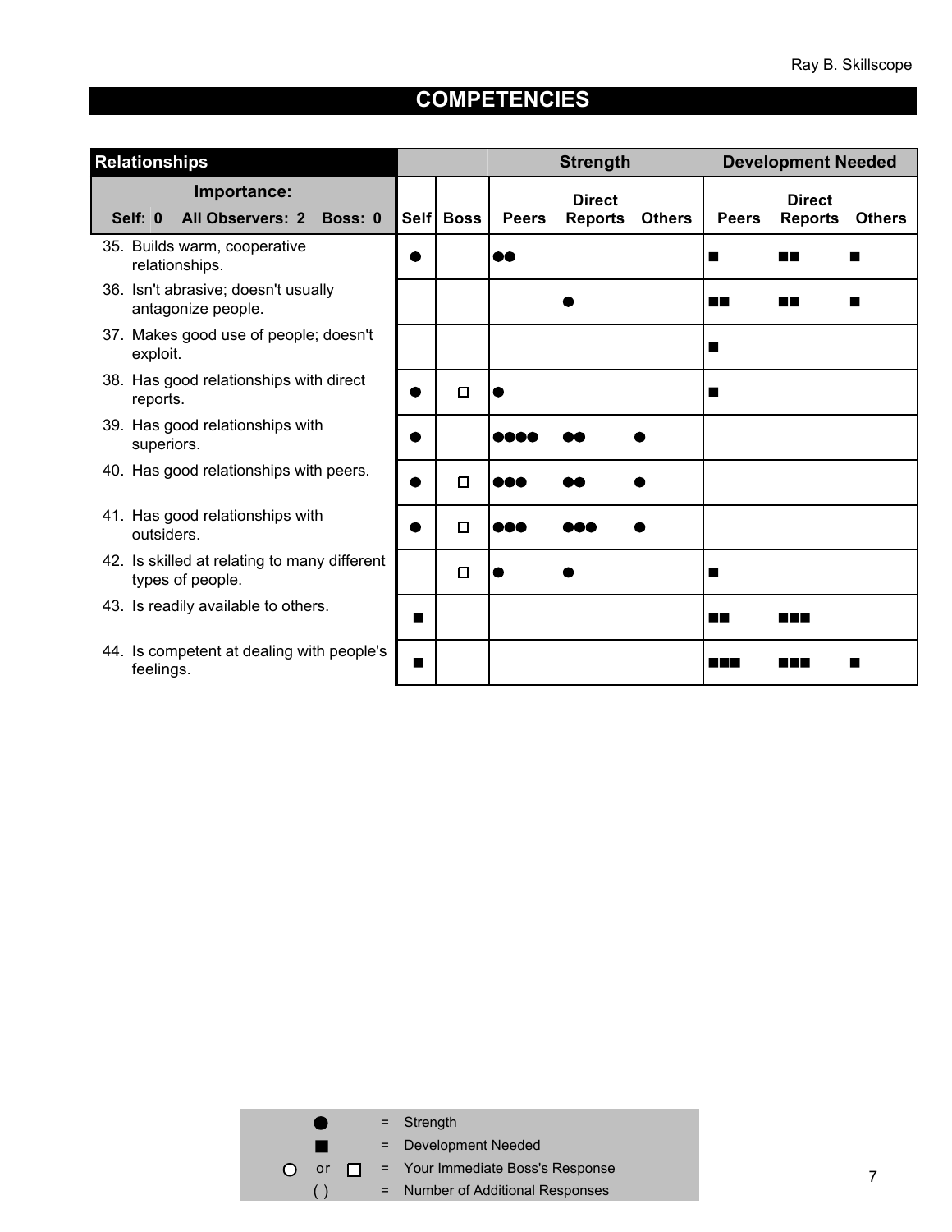# COMPETENCIES

| Relationships | | | Strength | | | Development Needed | | |
|---|---|---|---|---|---|---|---|---|
| **Importance:** Self: 0 All Observers: 2 Boss: 0 | Self | Boss | Peers | Direct Reports | Others | Peers | Direct Reports | Others |
| 35. Builds warm, cooperative relationships. | ● | | ●● | | | ■ | ■■ | ■ |
| 36. Isn't abrasive; doesn't usually antagonize people. | | | | ● | | ■■ | ■■ | ■ |
| 37. Makes good use of people; doesn't exploit. | | | | | | ■ | | |
| 38. Has good relationships with direct reports. | ● | □ | ● | | | ■ | | |
| 39. Has good relationships with superiors. | ● | | ●●●● | ●● | ● | | | |
| 40. Has good relationships with peers. | ● | □ | ●●● | ●● | ● | | | |
| 41. Has good relationships with outsiders. | ● | □ | ●●● | ●●● | ● | | | |
| 42. Is skilled at relating to many different types of people. | | □ | ● | ● | | ■ | | |
| 43. Is readily available to others. | ■ | | | | | ■■ | ■■■ | |
| 44. Is competent at dealing with people's feelings. | ■ | | | | | ■■■ | ■■■ | ■ |

● = Strength
■ = Development Needed
○ or □ = Your Immediate Boss's Response
( ) = Number of Additional Responses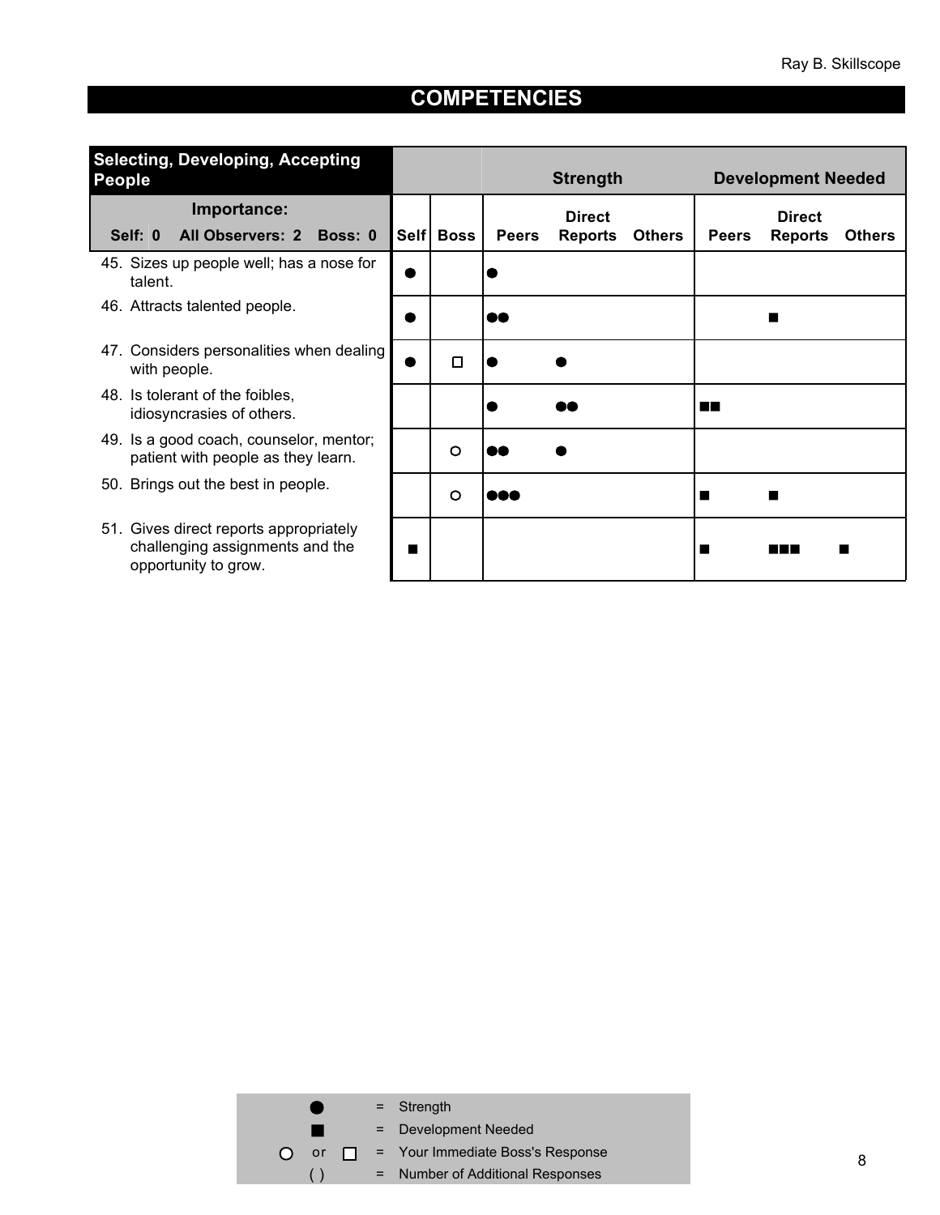## COMPETENCIES

| Selecting, Developing, Accepting People | | | Strength | | | Development Needed | | |
|---|---|---|---|---|---|---|---|---|
| **Importance:** Self: 0 All Observers: 2 Boss: 0 | Self | Boss | Peers | Direct Reports | Others | Peers | Direct Reports | Others |
| 45. Sizes up people well; has a nose for talent. | ● | | ● | | | | | |
| 46. Attracts talented people. | ● | | ●● | | | | ■ | |
| 47. Considers personalities when dealing with people. | ● | □ | ● | ● | | | | |
| 48. Is tolerant of the foibles, idiosyncrasies of others. | | | ● | ●● | | ■■ | | |
| 49. Is a good coach, counselor, mentor; patient with people as they learn. | | ○ | ●● | ● | | | | |
| 50. Brings out the best in people. | | ○ | ●●● | | | ■ | ■ | |
| 51. Gives direct reports appropriately challenging assignments and the opportunity to grow. | ■ | | | | | ■ | ■■■ | ■ |

| | | |
|---|---|---|
| ● | = | Strength |
| ■ | = | Development Needed |
| ○ or □ | = | Your Immediate Boss's Response |
| ( ) | = | Number of Additional Responses |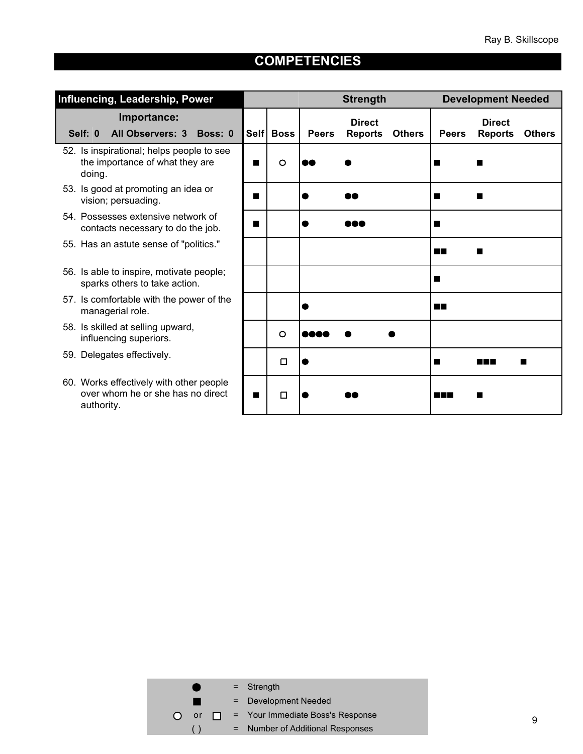## COMPETENCIES

| Influencing, Leadership, Power | | | Strength | | | Development Needed | | |
|---|---|---|---|---|---|---|---|---|
| **Importance:** Self: 0 All Observers: 3 Boss: 0 | Self | Boss | Peers | Direct Reports | Others | Peers | Direct Reports | Others |
| 52. Is inspirational; helps people to see the importance of what they are doing. | ■ | ○ | ●● | ● | | ■ | ■ | |
| 53. Is good at promoting an idea or vision; persuading. | ■ | | ● | ●● | | ■ | ■ | |
| 54. Possesses extensive network of contacts necessary to do the job. | ■ | | ● | ●●● | | ■ | | |
| 55. Has an astute sense of "politics." | | | | | | ■■ | ■ | |
| 56. Is able to inspire, motivate people; sparks others to take action. | | | | | | ■ | | |
| 57. Is comfortable with the power of the managerial role. | | | ● | | | ■■ | | |
| 58. Is skilled at selling upward, influencing superiors. | | ○ | ●●●● | ● | ● | | | |
| 59. Delegates effectively. | | □ | ● | | | ■ | ■■■ | ■ |
| 60. Works effectively with other people over whom he or she has no direct authority. | ■ | □ | ● | ●● | | ■■■ | ■ | |

| Symbol | | Meaning |
|---|---|---|
| ● | = | Strength |
| ■ | = | Development Needed |
| ○ or □ | = | Your Immediate Boss's Response |
| ( ) | = | Number of Additional Responses |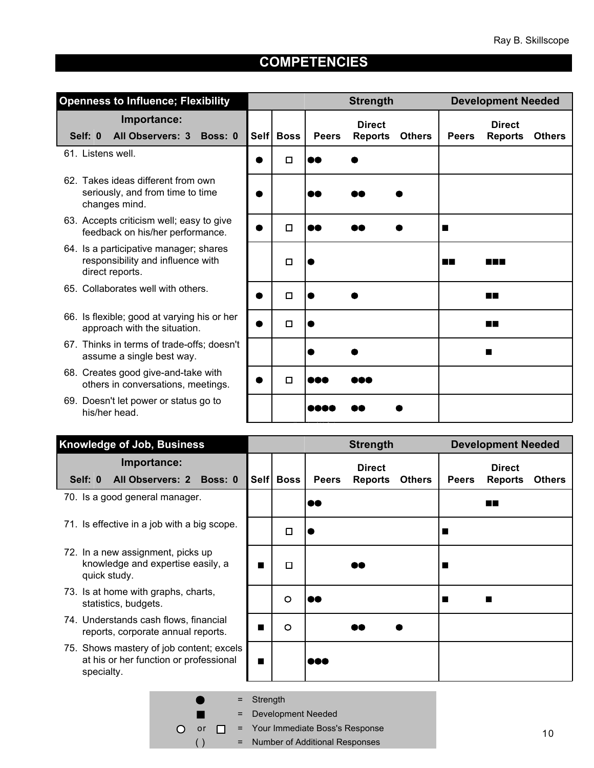# COMPETENCIES

| Openness to Influence; Flexibility | | | Strength | | | Development Needed | | |
|---|---|---|---|---|---|---|---|---|
| Importance: Self: 0 All Observers: 3 Boss: 0 | Self | Boss | Peers | Direct Reports | Others | Peers | Direct Reports | Others |
| 61. Listens well. | ● | □ | ●● | ● | | | | |
| 62. Takes ideas different from own seriously, and from time to time changes mind. | ● | | ●● | ●● | ● | | | |
| 63. Accepts criticism well; easy to give feedback on his/her performance. | ● | □ | ●● | ●● | ● | ■ | | |
| 64. Is a participative manager; shares responsibility and influence with direct reports. | | □ | ● | | | ■■ | ■■■ | |
| 65. Collaborates well with others. | ● | □ | ● | ● | | | ■■ | |
| 66. Is flexible; good at varying his or her approach with the situation. | ● | □ | ● | | | | ■■ | |
| 67. Thinks in terms of trade-offs; doesn't assume a single best way. | | | ● | ● | | | ■ | |
| 68. Creates good give-and-take with others in conversations, meetings. | ● | □ | ●●● | ●●● | | | | |
| 69. Doesn't let power or status go to his/her head. | | | ●●●● | ●● | ● | | | |

| Knowledge of Job, Business | | | Strength | | | Development Needed | | |
|---|---|---|---|---|---|---|---|---|
| Importance: Self: 0 All Observers: 2 Boss: 0 | Self | Boss | Peers | Direct Reports | Others | Peers | Direct Reports | Others |
| 70. Is a good general manager. | | | ●● | | | | ■■ | |
| 71. Is effective in a job with a big scope. | | □ | ● | | | ■ | | |
| 72. In a new assignment, picks up knowledge and expertise easily, a quick study. | ■ | □ | | ●● | | ■ | | |
| 73. Is at home with graphs, charts, statistics, budgets. | | ○ | ●● | | | ■ | ■ | |
| 74. Understands cash flows, financial reports, corporate annual reports. | ■ | ○ | | ●● | ● | | | |
| 75. Shows mastery of job content; excels at his or her function or professional specialty. | ■ | | ●●● | | | | | |

● = Strength
■ = Development Needed
○ or □ = Your Immediate Boss's Response
( ) = Number of Additional Responses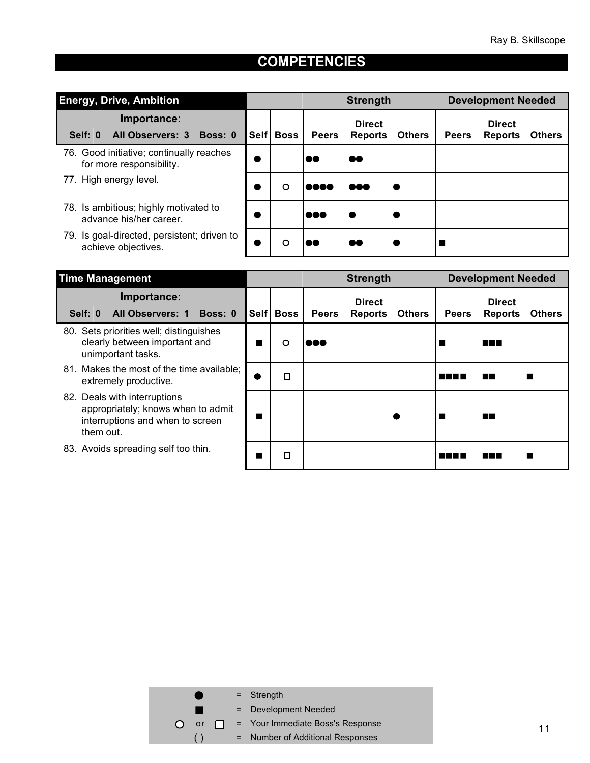# COMPETENCIES

| Energy, Drive, Ambition | | | Strength | | | Development Needed | | |
|---|---|---|---|---|---|---|---|---|
| **Importance:** Self: 0 All Observers: 3 Boss: 0 | Self | Boss | Peers | Direct Reports | Others | Peers | Direct Reports | Others |
| 76. Good initiative; continually reaches for more responsibility. | ● | | ●● | ●● | | | | |
| 77. High energy level. | ● | ○ | ●●●● | ●●● | ● | | | |
| 78. Is ambitious; highly motivated to advance his/her career. | ● | | ●●● | ● | ● | | | |
| 79. Is goal-directed, persistent; driven to achieve objectives. | ● | ○ | ●● | ●● | ● | ■ | | |

| Time Management | | | Strength | | | Development Needed | | |
|---|---|---|---|---|---|---|---|---|
| **Importance:** Self: 0 All Observers: 1 Boss: 0 | Self | Boss | Peers | Direct Reports | Others | Peers | Direct Reports | Others |
| 80. Sets priorities well; distinguishes clearly between important and unimportant tasks. | ■ | ○ | ●●● | | | ■ | ■■■ | |
| 81. Makes the most of the time available; extremely productive. | ● | □ | | | | ■■■■ | ■■ | ■ |
| 82. Deals with interruptions appropriately; knows when to admit interruptions and when to screen them out. | ■ | | | | ● | ■ | ■■ | |
| 83. Avoids spreading self too thin. | ■ | □ | | | | ■■■■ | ■■■ | ■ |

● = Strength
■ = Development Needed
○ or □ = Your Immediate Boss's Response
( ) = Number of Additional Responses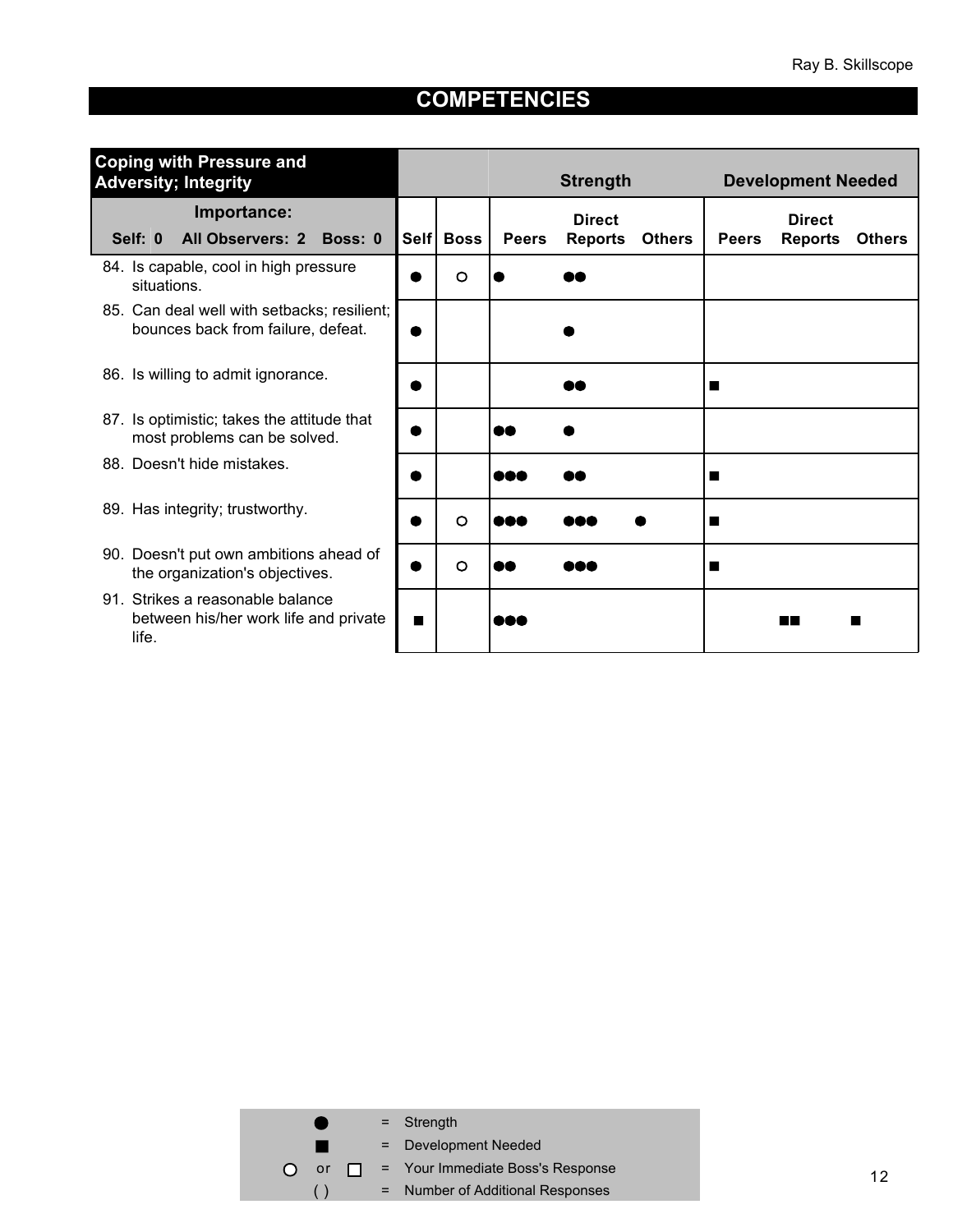## COMPETENCIES

| Coping with Pressure and Adversity; Integrity | | | Strength | | | Development Needed | | |
|---|---|---|---|---|---|---|---|---|
| Importance: Self: 0 All Observers: 2 Boss: 0 | Self | Boss | Peers | Direct Reports | Others | Peers | Direct Reports | Others |
| 84. Is capable, cool in high pressure situations. | ● | ○ | ● | ●● | | | | |
| 85. Can deal well with setbacks; resilient; bounces back from failure, defeat. | ● | | | ● | | | | |
| 86. Is willing to admit ignorance. | ● | | | ●● | | ■ | | |
| 87. Is optimistic; takes the attitude that most problems can be solved. | ● | | ●● | ● | | | | |
| 88. Doesn't hide mistakes. | ● | | ●●● | ●● | | ■ | | |
| 89. Has integrity; trustworthy. | ● | ○ | ●●● | ●●● | ● | ■ | | |
| 90. Doesn't put own ambitions ahead of the organization's objectives. | ● | ○ | ●● | ●●● | | ■ | | |
| 91. Strikes a reasonable balance between his/her work life and private life. | ■ | | ●●● | | | | ■■ | ■ |

| | | |
|---|---|---|
| ● | = | Strength |
| ■ | = | Development Needed |
| ○ or □ | = | Your Immediate Boss's Response |
| ( ) | = | Number of Additional Responses |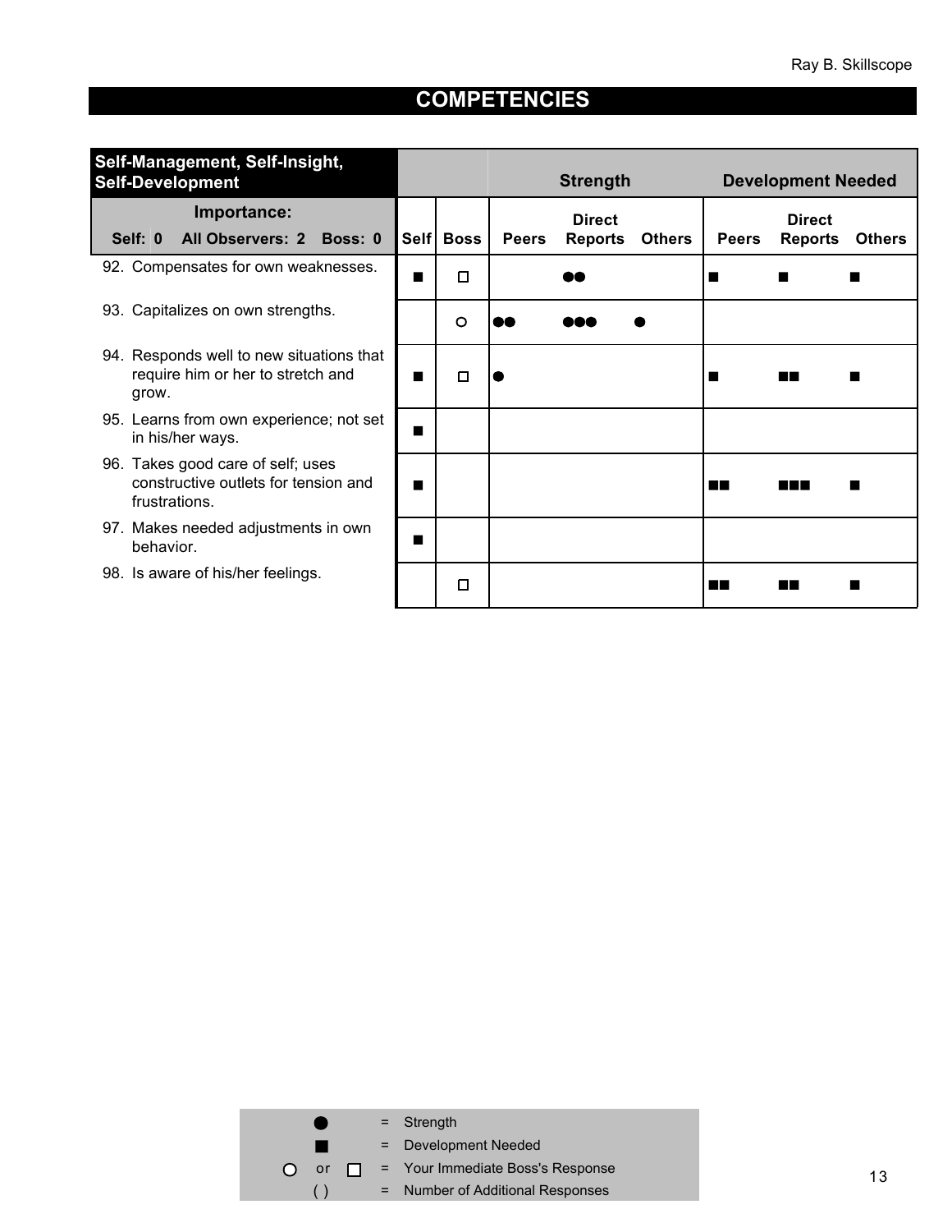## COMPETENCIES

| Self-Management, Self-Insight, Self-Development | | | Strength | | | Development Needed | | |
|---|---|---|---|---|---|---|---|---|
| Importance: Self: 0 All Observers: 2 Boss: 0 | Self | Boss | Peers | Direct Reports | Others | Peers | Direct Reports | Others |
| 92. Compensates for own weaknesses. | ■ | □ | | ●● | | ■ | ■ | ■ |
| 93. Capitalizes on own strengths. | | ○ | ●● | ●●● | ● | | | |
| 94. Responds well to new situations that require him or her to stretch and grow. | ■ | □ | ● | | | ■ | ■■ | ■ |
| 95. Learns from own experience; not set in his/her ways. | ■ | | | | | | | |
| 96. Takes good care of self; uses constructive outlets for tension and frustrations. | ■ | | | | | ■■ | ■■■ | ■ |
| 97. Makes needed adjustments in own behavior. | ■ | | | | | | | |
| 98. Is aware of his/her feelings. | | □ | | | | ■■ | ■■ | ■ |

● = Strength
■ = Development Needed
○ or □ = Your Immediate Boss's Response
( ) = Number of Additional Responses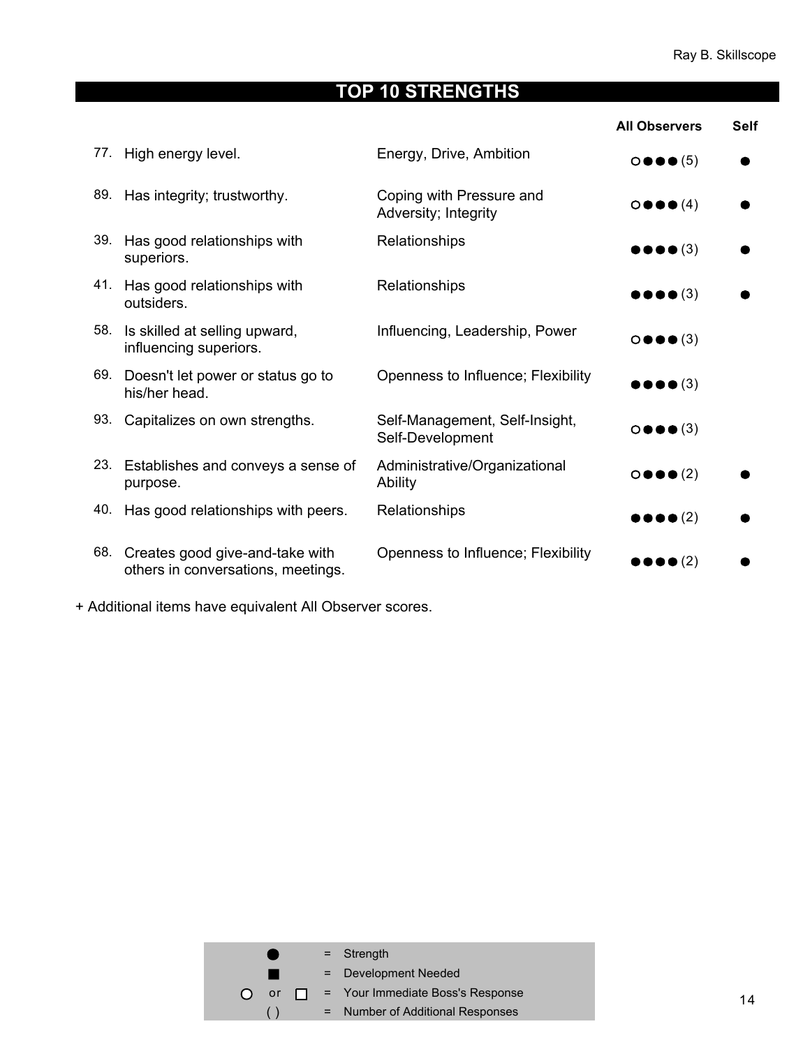## TOP 10 STRENGTHS

| | | | All Observers | Self |
|---|---|---|---|---|
| 77. | High energy level. | Energy, Drive, Ambition | ○●●● (5) | ● |
| 89. | Has integrity; trustworthy. | Coping with Pressure and Adversity; Integrity | ○●●● (4) | ● |
| 39. | Has good relationships with superiors. | Relationships | ●●●● (3) | ● |
| 41. | Has good relationships with outsiders. | Relationships | ●●●● (3) | ● |
| 58. | Is skilled at selling upward, influencing superiors. | Influencing, Leadership, Power | ○●●● (3) | |
| 69. | Doesn't let power or status go to his/her head. | Openness to Influence; Flexibility | ●●●● (3) | |
| 93. | Capitalizes on own strengths. | Self-Management, Self-Insight, Self-Development | ○●●● (3) | |
| 23. | Establishes and conveys a sense of purpose. | Administrative/Organizational Ability | ○●●● (2) | ● |
| 40. | Has good relationships with peers. | Relationships | ●●●● (2) | ● |
| 68. | Creates good give-and-take with others in conversations, meetings. | Openness to Influence; Flexibility | ●●●● (2) | ● |

+ Additional items have equivalent All Observer scores.

| | | |
|---|---|---|
| ● | = | Strength |
| ■ | = | Development Needed |
| ○ or □ | = | Your Immediate Boss's Response |
| ( ) | = | Number of Additional Responses |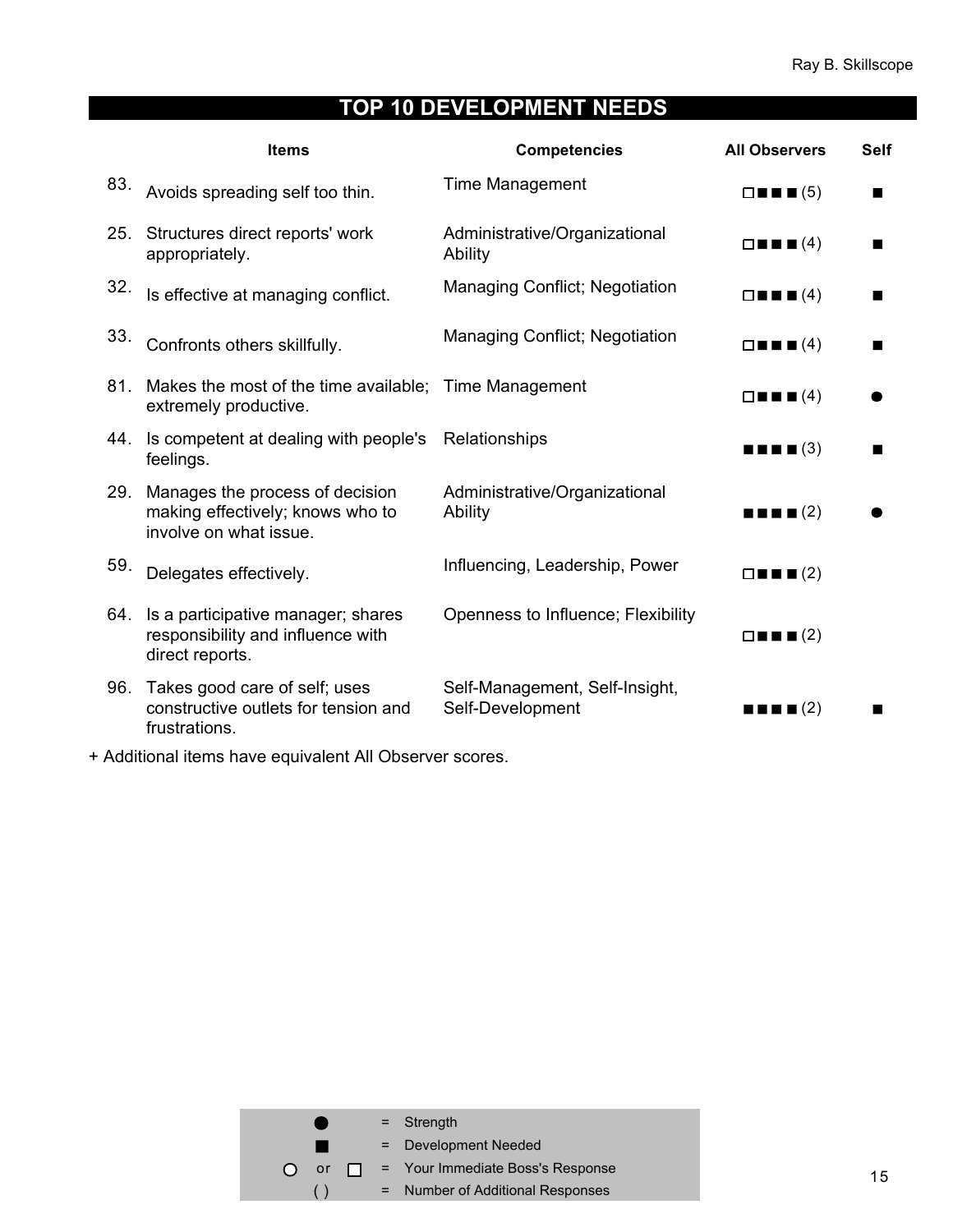# TOP 10 DEVELOPMENT NEEDS

| | Items | Competencies | All Observers | Self |
|---|---|---|---|---|
| 83. | Avoids spreading self too thin. | Time Management | □■■■(5) | ■ |
| 25. | Structures direct reports' work appropriately. | Administrative/Organizational Ability | □■■■(4) | ■ |
| 32. | Is effective at managing conflict. | Managing Conflict; Negotiation | □■■■(4) | ■ |
| 33. | Confronts others skillfully. | Managing Conflict; Negotiation | □■■■(4) | ■ |
| 81. | Makes the most of the time available; extremely productive. | Time Management | □■■■(4) | ● |
| 44. | Is competent at dealing with people's feelings. | Relationships | ■■■■(3) | ■ |
| 29. | Manages the process of decision making effectively; knows who to involve on what issue. | Administrative/Organizational Ability | ■■■■(2) | ● |
| 59. | Delegates effectively. | Influencing, Leadership, Power | □■■■(2) | |
| 64. | Is a participative manager; shares responsibility and influence with direct reports. | Openness to Influence; Flexibility | □■■■(2) | |
| 96. | Takes good care of self; uses constructive outlets for tension and frustrations. | Self-Management, Self-Insight, Self-Development | ■■■■(2) | ■ |

+ Additional items have equivalent All Observer scores.

| | | |
|---|---|---|
| ● | = | Strength |
| ■ | = | Development Needed |
| ○ or □ | = | Your Immediate Boss's Response |
| ( ) | = | Number of Additional Responses |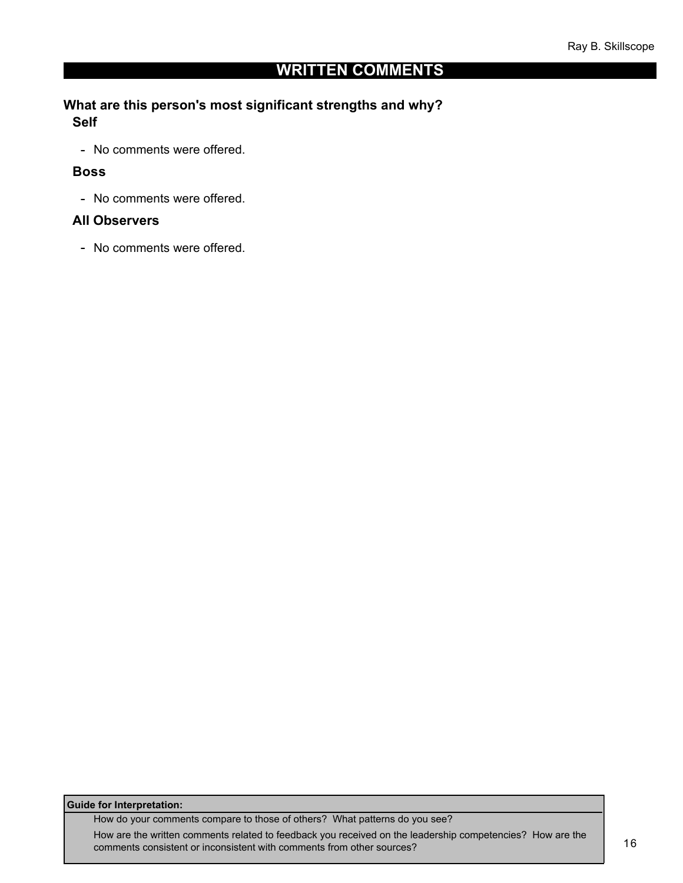## WRITTEN COMMENTS

### What are this person's most significant strengths and why?

#### Self

- No comments were offered.

#### Boss

- No comments were offered.

#### All Observers

- No comments were offered.

**Guide for Interpretation:**

How do your comments compare to those of others? What patterns do you see?

How are the written comments related to feedback you received on the leadership competencies? How are the comments consistent or inconsistent with comments from other sources?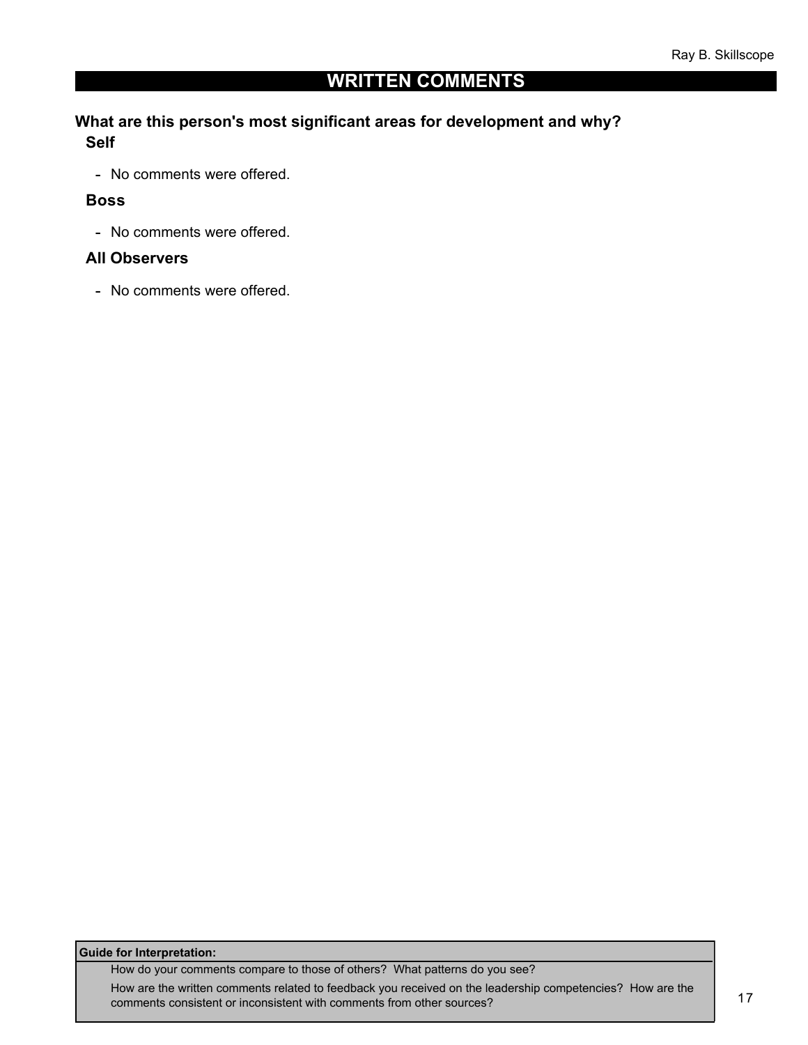# WRITTEN COMMENTS

**What are this person's most significant areas for development and why?**

### Self

- No comments were offered.

### Boss

- No comments were offered.

### All Observers

- No comments were offered.

**Guide for Interpretation:**

How do your comments compare to those of others? What patterns do you see?

How are the written comments related to feedback you received on the leadership competencies? How are the comments consistent or inconsistent with comments from other sources?